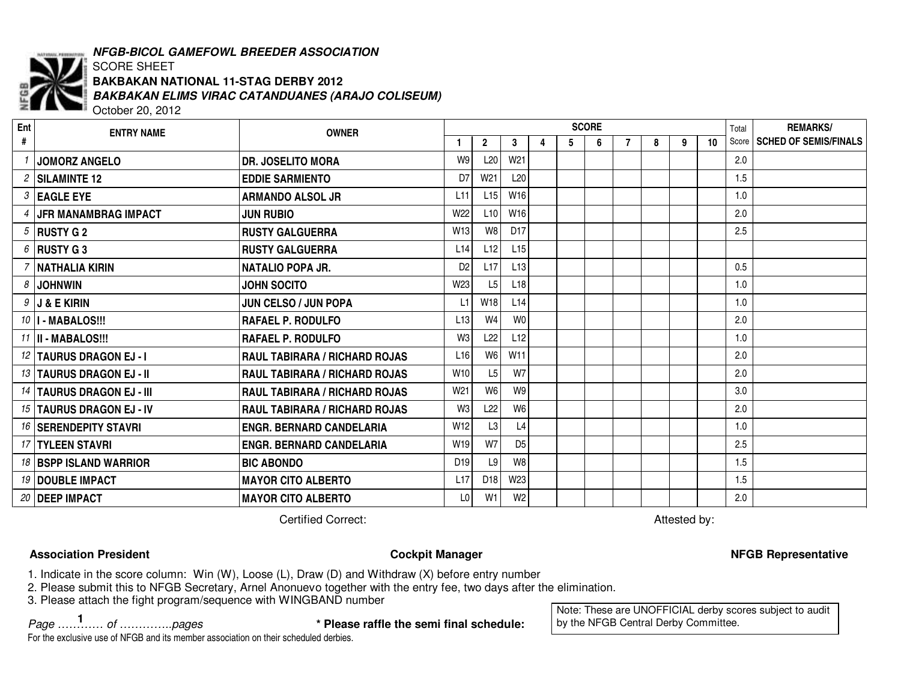***NFGB-BICOL GAMEFOWL BREEDER ASSOCIATION***

SCORE SHEET

**BAKBAKAN NATIONAL 11-STAG DERBY 2012**

***BAKBAKAN ELIMS VIRAC CATANDUANES (ARAJO COLISEUM)***

October 20, 2012

| Ent # | ENTRY NAME | OWNER | SCORE 1 | 2 | 3 | 4 | 5 | 6 | 7 | 8 | 9 | 10 | Total Score | REMARKS/ SCHED OF SEMIS/FINALS |
|---|---|---|---|---|---|---|---|---|---|---|---|---|---|---|
| 1 | JOMORZ ANGELO | DR. JOSELITO MORA | W9 | L20 | W21 | | | | | | | | 2.0 | |
| 2 | SILAMINTE 12 | EDDIE SARMIENTO | D7 | W21 | L20 | | | | | | | | 1.5 | |
| 3 | EAGLE EYE | ARMANDO ALSOL JR | L11 | L15 | W16 | | | | | | | | 1.0 | |
| 4 | JFR MANAMBRAG IMPACT | JUN RUBIO | W22 | L10 | W16 | | | | | | | | 2.0 | |
| 5 | RUSTY G 2 | RUSTY GALGUERRA | W13 | W8 | D17 | | | | | | | | 2.5 | |
| 6 | RUSTY G 3 | RUSTY GALGUERRA | L14 | L12 | L15 | | | | | | | | | |
| 7 | NATHALIA KIRIN | NATALIO POPA JR. | D2 | L17 | L13 | | | | | | | | 0.5 | |
| 8 | JOHNWIN | JOHN SOCITO | W23 | L5 | L18 | | | | | | | | 1.0 | |
| 9 | J & E KIRIN | JUN CELSO / JUN POPA | L1 | W18 | L14 | | | | | | | | 1.0 | |
| 10 | I - MABALOS!!! | RAFAEL P. RODULFO | L13 | W4 | W0 | | | | | | | | 2.0 | |
| 11 | II - MABALOS!!! | RAFAEL P. RODULFO | W3 | L22 | L12 | | | | | | | | 1.0 | |
| 12 | TAURUS DRAGON EJ - I | RAUL TABIRARA / RICHARD ROJAS | L16 | W6 | W11 | | | | | | | | 2.0 | |
| 13 | TAURUS DRAGON EJ - II | RAUL TABIRARA / RICHARD ROJAS | W10 | L5 | W7 | | | | | | | | 2.0 | |
| 14 | TAURUS DRAGON EJ - III | RAUL TABIRARA / RICHARD ROJAS | W21 | W6 | W9 | | | | | | | | 3.0 | |
| 15 | TAURUS DRAGON EJ - IV | RAUL TABIRARA / RICHARD ROJAS | W3 | L22 | W6 | | | | | | | | 2.0 | |
| 16 | SERENDEPITY STAVRI | ENGR. BERNARD CANDELARIA | W12 | L3 | L4 | | | | | | | | 1.0 | |
| 17 | TYLEEN STAVRI | ENGR. BERNARD CANDELARIA | W19 | W7 | D5 | | | | | | | | 2.5 | |
| 18 | BSPP ISLAND WARRIOR | BIC ABONDO | D19 | L9 | W8 | | | | | | | | 1.5 | |
| 19 | DOUBLE IMPACT | MAYOR CITO ALBERTO | L17 | D18 | W23 | | | | | | | | 1.5 | |
| 20 | DEEP IMPACT | MAYOR CITO ALBERTO | L0 | W1 | W2 | | | | | | | | 2.0 | |

Certified Correct: Attested by:

**Association President** **Cockpit Manager** **NFGB Representative**

1. Indicate in the score column: Win (W), Loose (L), Draw (D) and Withdraw (X) before entry number
2. Please submit this to NFGB Secretary, Arnel Anonuevo together with the entry fee, two days after the elimination.
3. Please attach the fight program/sequence with WINGBAND number

*Page …1…… of …………..pages*

**\* Please raffle the semi final schedule:**

Note: These are UNOFFICIAL derby scores subject to audit by the NFGB Central Derby Committee.

For the exclusive use of NFGB and its member association on their scheduled derbies.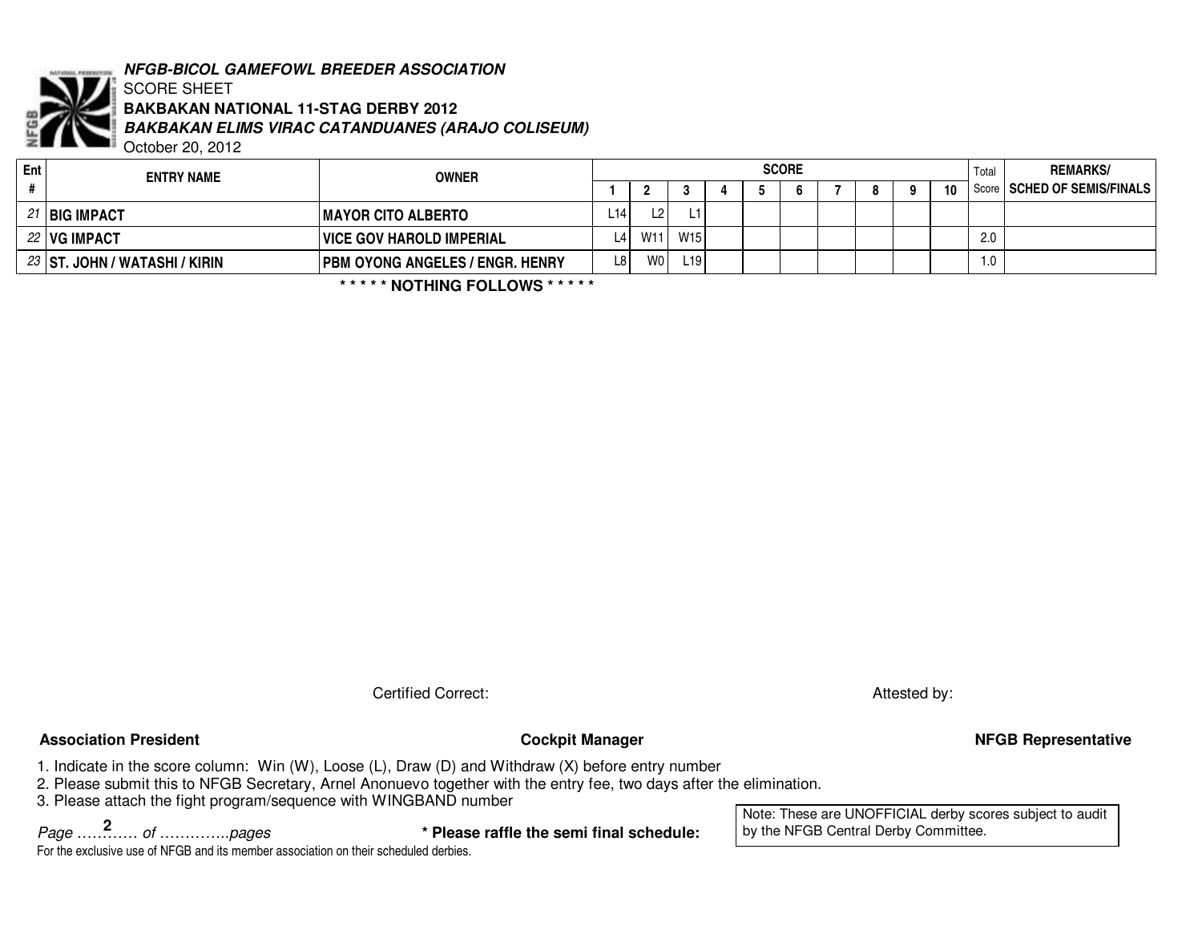***NFGB-BICOL GAMEFOWL BREEDER ASSOCIATION***

SCORE SHEET

**BAKBAKAN NATIONAL 11-STAG DERBY 2012**

***BAKBAKAN ELIMS VIRAC CATANDUANES (ARAJO COLISEUM)***

October 20, 2012

| Ent # | ENTRY NAME | OWNER | SCORE | | | | | | | | | | Total Score | REMARKS/ SCHED OF SEMIS/FINALS |
|---|---|---|---|---|---|---|---|---|---|---|---|---|---|---|
| | | | 1 | 2 | 3 | 4 | 5 | 6 | 7 | 8 | 9 | 10 | | |
| 21 | BIG IMPACT | MAYOR CITO ALBERTO | L14 | L2 | L1 | | | | | | | | | |
| 22 | VG IMPACT | VICE GOV HAROLD IMPERIAL | L4 | W11 | W15 | | | | | | | | 2.0 | |
| 23 | ST. JOHN / WATASHI / KIRIN | PBM OYONG ANGELES / ENGR. HENRY | L8 | W0 | L19 | | | | | | | | 1.0 | |

**\* \* \* \* \* NOTHING FOLLOWS \* \* \* \* \***

Certified Correct: Attested by:

**Association President** **Cockpit Manager** **NFGB Representative**

1. Indicate in the score column: Win (W), Loose (L), Draw (D) and Withdraw (X) before entry number
2. Please submit this to NFGB Secretary, Arnel Anonuevo together with the entry fee, two days after the elimination.
3. Please attach the fight program/sequence with WINGBAND number

*Page …2…… of …………..pages* **\* Please raffle the semi final schedule:**

Note: These are UNOFFICIAL derby scores subject to audit by the NFGB Central Derby Committee.

For the exclusive use of NFGB and its member association on their scheduled derbies.